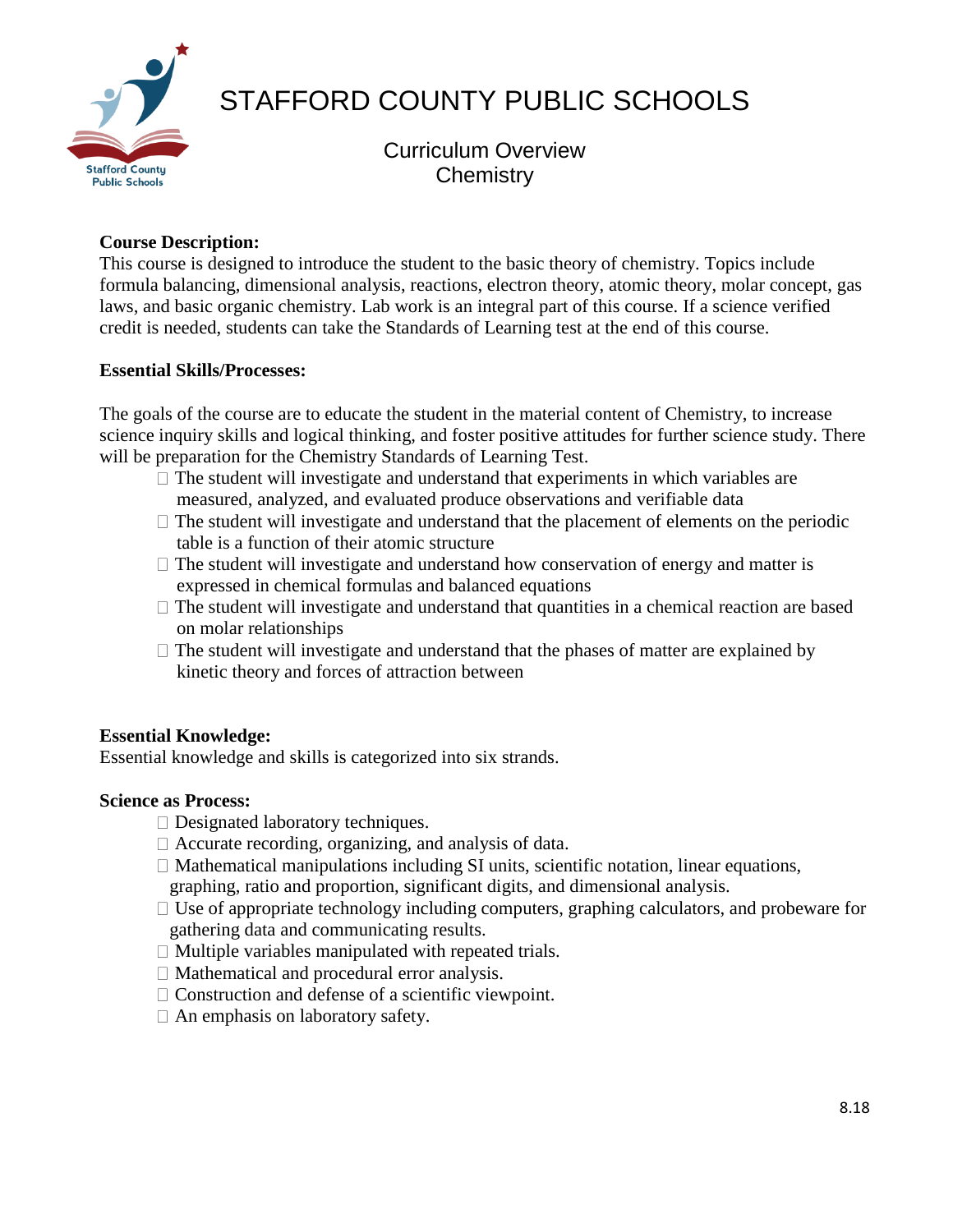# STAFFORD COUNTY PUBLIC SCHOOLS

## Curriculum Overview
## Chemistry

**Course Description:**
This course is designed to introduce the student to the basic theory of chemistry. Topics include formula balancing, dimensional analysis, reactions, electron theory, atomic theory, molar concept, gas laws, and basic organic chemistry. Lab work is an integral part of this course. If a science verified credit is needed, students can take the Standards of Learning test at the end of this course.

**Essential Skills/Processes:**

The goals of the course are to educate the student in the material content of Chemistry, to increase science inquiry skills and logical thinking, and foster positive attitudes for further science study. There will be preparation for the Chemistry Standards of Learning Test.

- The student will investigate and understand that experiments in which variables are measured, analyzed, and evaluated produce observations and verifiable data
- The student will investigate and understand that the placement of elements on the periodic table is a function of their atomic structure
- The student will investigate and understand how conservation of energy and matter is expressed in chemical formulas and balanced equations
- The student will investigate and understand that quantities in a chemical reaction are based on molar relationships
- The student will investigate and understand that the phases of matter are explained by kinetic theory and forces of attraction between

**Essential Knowledge:**
Essential knowledge and skills is categorized into six strands.

**Science as Process:**

- Designated laboratory techniques.
- Accurate recording, organizing, and analysis of data.
- Mathematical manipulations including SI units, scientific notation, linear equations, graphing, ratio and proportion, significant digits, and dimensional analysis.
- Use of appropriate technology including computers, graphing calculators, and probeware for gathering data and communicating results.
- Multiple variables manipulated with repeated trials.
- Mathematical and procedural error analysis.
- Construction and defense of a scientific viewpoint.
- An emphasis on laboratory safety.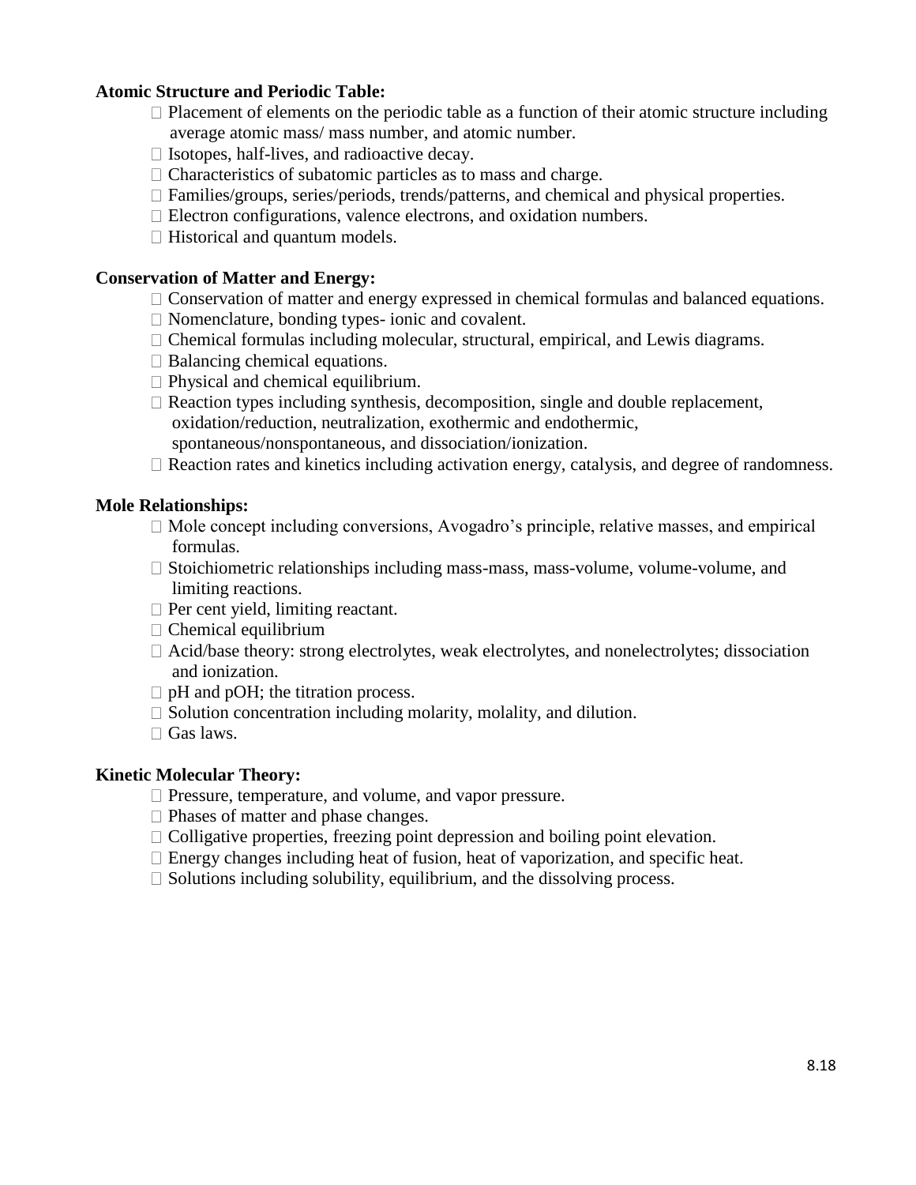**Atomic Structure and Periodic Table:**

- Placement of elements on the periodic table as a function of their atomic structure including average atomic mass/ mass number, and atomic number.
- Isotopes, half-lives, and radioactive decay.
- Characteristics of subatomic particles as to mass and charge.
- Families/groups, series/periods, trends/patterns, and chemical and physical properties.
- Electron configurations, valence electrons, and oxidation numbers.
- Historical and quantum models.

**Conservation of Matter and Energy:**

- Conservation of matter and energy expressed in chemical formulas and balanced equations.
- Nomenclature, bonding types- ionic and covalent.
- Chemical formulas including molecular, structural, empirical, and Lewis diagrams.
- Balancing chemical equations.
- Physical and chemical equilibrium.
- Reaction types including synthesis, decomposition, single and double replacement, oxidation/reduction, neutralization, exothermic and endothermic, spontaneous/nonspontaneous, and dissociation/ionization.
- Reaction rates and kinetics including activation energy, catalysis, and degree of randomness.

**Mole Relationships:**

- Mole concept including conversions, Avogadro's principle, relative masses, and empirical formulas.
- Stoichiometric relationships including mass-mass, mass-volume, volume-volume, and limiting reactions.
- Per cent yield, limiting reactant.
- Chemical equilibrium
- Acid/base theory: strong electrolytes, weak electrolytes, and nonelectrolytes; dissociation and ionization.
- pH and pOH; the titration process.
- Solution concentration including molarity, molality, and dilution.
- Gas laws.

**Kinetic Molecular Theory:**

- Pressure, temperature, and volume, and vapor pressure.
- Phases of matter and phase changes.
- Colligative properties, freezing point depression and boiling point elevation.
- Energy changes including heat of fusion, heat of vaporization, and specific heat.
- Solutions including solubility, equilibrium, and the dissolving process.

8.18